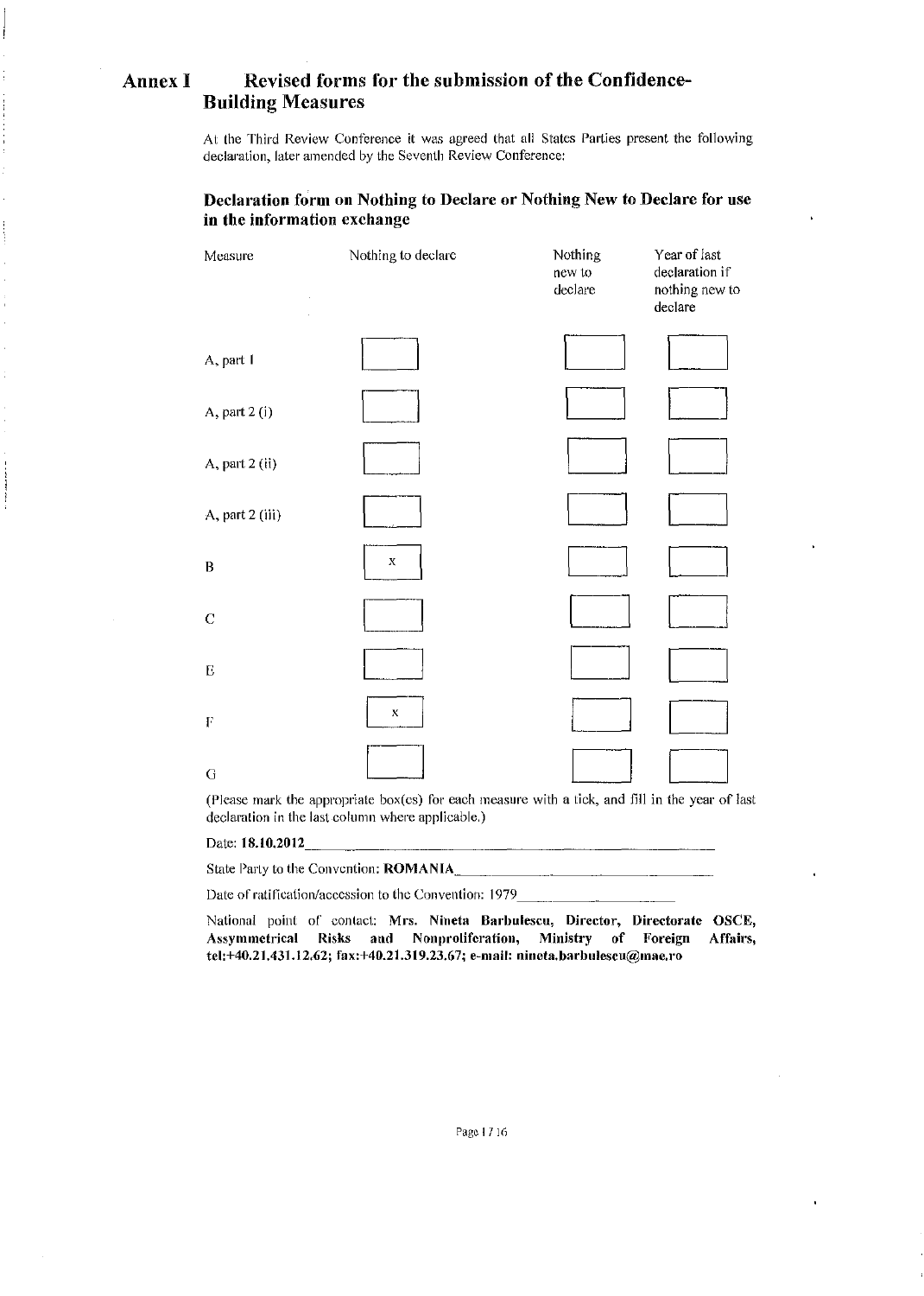# Annex I Revised forms for the submission of the Confidence-Building Measures

At the Third Review Conference it was agreed that all States Parties present the following declaration, later amended by the Seventh Review Conference:

## Declaration form on Nothing to Declare or Nothing New to Declare for use in the information exchange

| Measure | Nothing to declare | Nothing new to declare | Year of last declaration if nothing new to declare |
|---|---|---|---|
| A, part 1 | | | |
| A, part 2 (i) | | | |
| A, part 2 (ii) | | | |
| A, part 2 (iii) | | | |
| B | x | | |
| C | | | |
| E | | | |
| F | x | | |
| G | | | |

(Please mark the appropriate box(es) for each measure with a tick, and fill in the year of last declaration in the last column where applicable.)

Date: **18.10.2012**

State Party to the Convention: **ROMANIA**

Date of ratification/accession to the Convention: 1979

National point of contact: **Mrs. Nineta Barbulescu, Director, Directorate OSCE, Assymmetrical Risks and Nonproliferation, Ministry of Foreign Affairs, tel:+40.21.431.12.62; fax:+40.21.319.23.67; e-mail: nineta.barbulescu@mae.ro**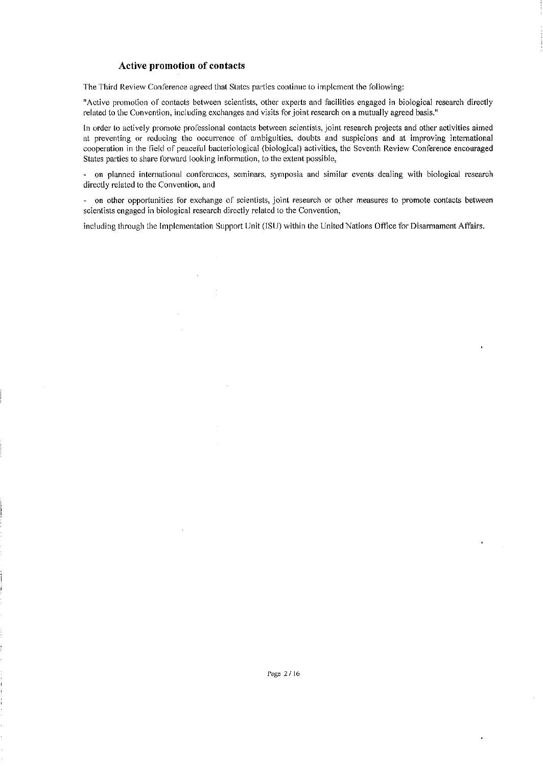## Active promotion of contacts

The Third Review Conference agreed that States parties continue to implement the following:

"Active promotion of contacts between scientists, other experts and facilities engaged in biological research directly related to the Convention, including exchanges and visits for joint research on a mutually agreed basis."

In order to actively promote professional contacts between scientists, joint research projects and other activities aimed at preventing or reducing the occurrence of ambiguities, doubts and suspicions and at improving international cooperation in the field of peaceful bacteriological (biological) activities, the Seventh Review Conference encouraged States parties to share forward looking information, to the extent possible,

- on planned international conferences, seminars, symposia and similar events dealing with biological research directly related to the Convention, and

- on other opportunities for exchange of scientists, joint research or other measures to promote contacts between scientists engaged in biological research directly related to the Convention,

including through the Implementation Support Unit (ISU) within the United Nations Office for Disarmament Affairs.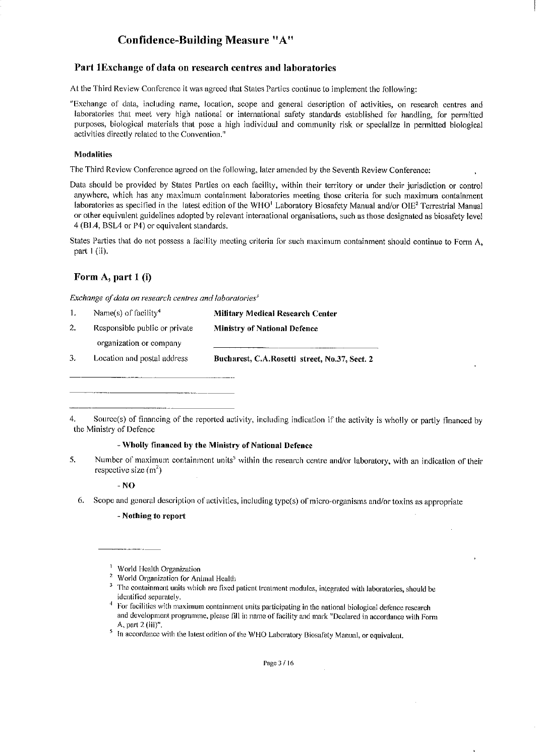# Confidence-Building Measure "A"

## Part 1Exchange of data on research centres and laboratories

At the Third Review Conference it was agreed that States Parties continue to implement the following:

"Exchange of data, including name, location, scope and general description of activities, on research centres and laboratories that meet very high national or international safety standards established for handling, for permitted purposes, biological materials that pose a high individual and community risk or specialize in permitted biological activities directly related to the Convention."

#### Modalities

The Third Review Conference agreed on the following, later amended by the Seventh Review Conference:

Data should be provided by States Parties on each facility, within their territory or under their jurisdiction or control anywhere, which has any maximum containment laboratories meeting those criteria for such maximum containment laboratories as specified in the latest edition of the WHO[1] Laboratory Biosafety Manual and/or OIE[2] Terrestrial Manual or other equivalent guidelines adopted by relevant international organisations, such as those designated as biosafety level 4 (BL4, BSL4 or P4) or equivalent standards.

States Parties that do not possess a facility meeting criteria for such maximum containment should continue to Form A, part 1 (ii).

## Form A, part 1 (i)

*Exchange of data on research centres and laboratories*[3]

1. Name(s) of facility[4] **Military Medical Research Center**
2. Responsible public or private organization or company **Ministry of National Defence**
3. Location and postal address **Bucharest, C.A.Rosetti street, No.37, Sect. 2**

4. Source(s) of financing of the reported activity, including indication if the activity is wholly or partly financed by the Ministry of Defence

   **- Wholly financed by the Ministry of National Defence**

5. Number of maximum containment units[5] within the research centre and/or laboratory, with an indication of their respective size ($m^2$)

   **- NO**

6. Scope and general description of activities, including type(s) of micro-organisms and/or toxins as appropriate

   **- Nothing to report**

---

[1] World Health Organization

[2] World Organization for Animal Health

[3] The containment units which are fixed patient treatment modules, integrated with laboratories, should be identified separately.

[4] For facilities with maximum containment units participating in the national biological defence research and development programme, please fill in name of facility and mark "Declared in accordance with Form A, part 2 (iii)".

[5] In accordance with the latest edition of the WHO Laboratory Biosafety Manual, or equivalent.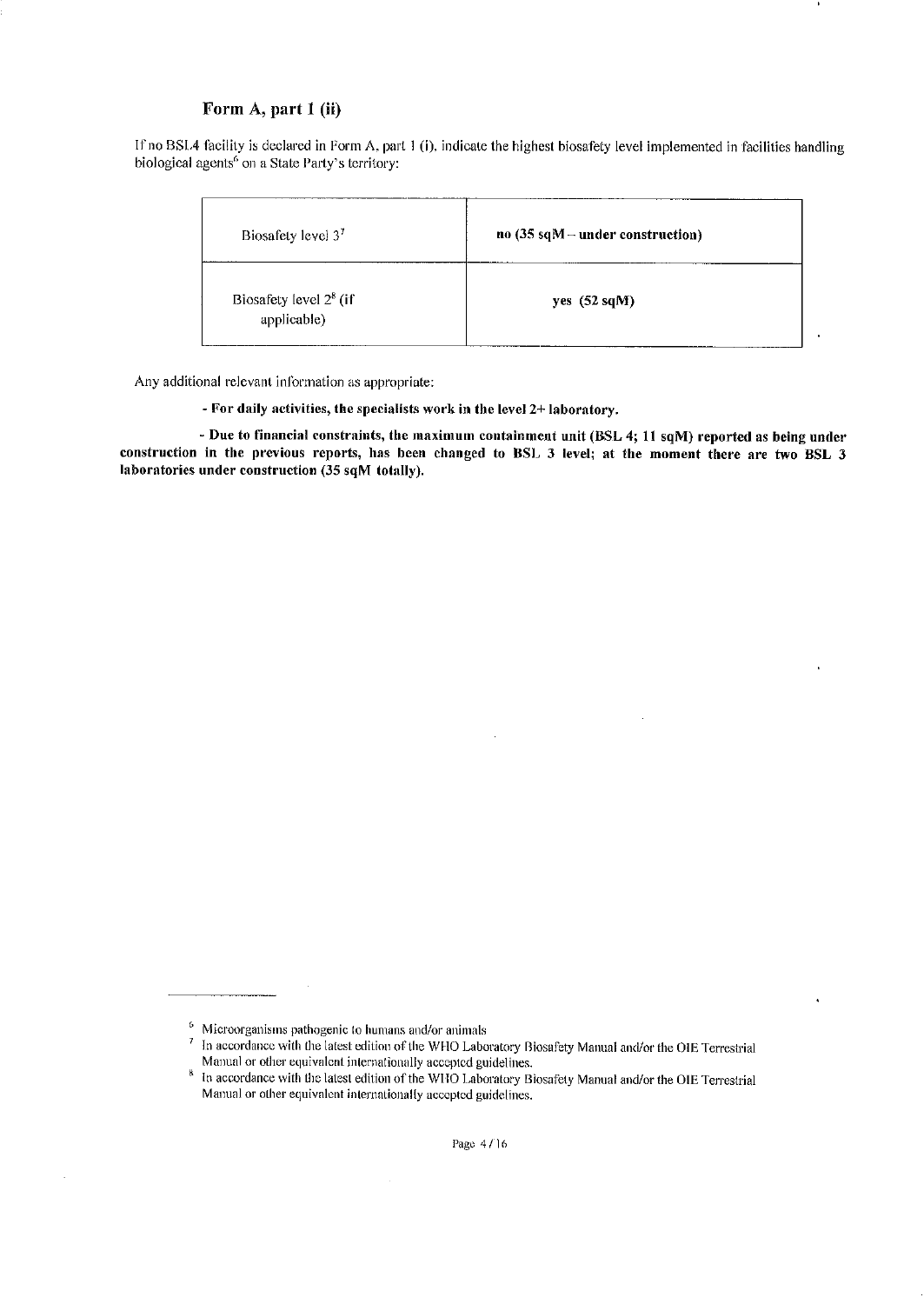## Form A, part 1 (ii)

If no BSL4 facility is declared in Form A, part 1 (i), indicate the highest biosafety level implemented in facilities handling biological agents[6] on a State Party's territory:

| | |
|---|---|
| Biosafety level 3[7] | **no (35 sqM – under construction)** |
| Biosafety level 2[8] (if applicable) | **yes (52 sqM)** |

Any additional relevant information as appropriate:

**- For daily activities, the specialists work in the level 2+ laboratory.**

**- Due to financial constraints, the maximum containment unit (BSL 4; 11 sqM) reported as being under construction in the previous reports, has been changed to BSL 3 level; at the moment there are two BSL 3 laboratories under construction (35 sqM totally).**

---

[6] Microorganisms pathogenic to humans and/or animals

[7] In accordance with the latest edition of the WHO Laboratory Biosafety Manual and/or the OIE Terrestrial Manual or other equivalent internationally accepted guidelines.

[8] In accordance with the latest edition of the WHO Laboratory Biosafety Manual and/or the OIE Terrestrial Manual or other equivalent internationally accepted guidelines.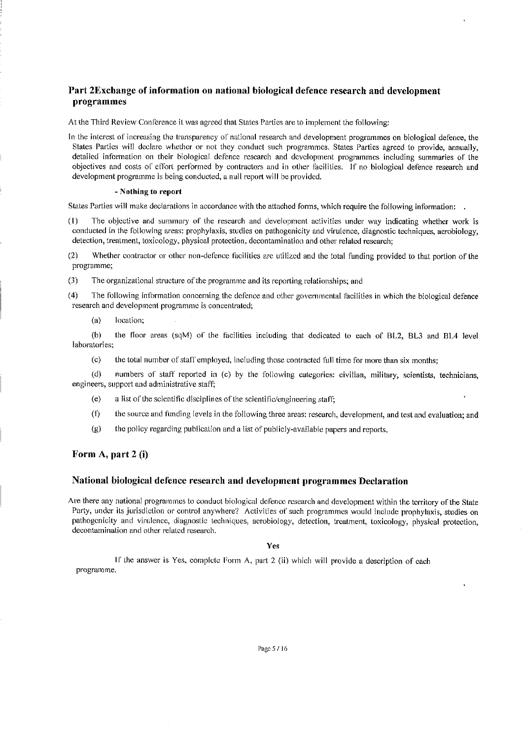## Part 2Exchange of information on national biological defence research and development programmes

At the Third Review Conference it was agreed that States Parties are to implement the following:

In the interest of increasing the transparency of national research and development programmes on biological defence, the States Parties will declare whether or not they conduct such programmes. States Parties agreed to provide, annually, detailed information on their biological defence research and development programmes including summaries of the objectives and costs of effort performed by contractors and in other facilities. If no biological defence research and development programme is being conducted, a null report will be provided.

**- Nothing to report**

States Parties will make declarations in accordance with the attached forms, which require the following information:

(1) The objective and summary of the research and development activities under way indicating whether work is conducted in the following areas: prophylaxis, studies on pathogenicity and virulence, diagnostic techniques, aerobiology, detection, treatment, toxicology, physical protection, decontamination and other related research;

(2) Whether contractor or other non-defence facilities are utilized and the total funding provided to that portion of the programme;

(3) The organizational structure of the programme and its reporting relationships; and

(4) The following information concerning the defence and other governmental facilities in which the biological defence research and development programme is concentrated;

(a) location;

(b) the floor areas (sqM) of the facilities including that dedicated to each of BL2, BL3 and BL4 level laboratories;

(c) the total number of staff employed, including those contracted full time for more than six months;

(d) numbers of staff reported in (c) by the following categories: civilian, military, scientists, technicians, engineers, support and administrative staff;

(e) a list of the scientific disciplines of the scientific/engineering staff;

(f) the source and funding levels in the following three areas: research, development, and test and evaluation; and

(g) the policy regarding publication and a list of publicly-available papers and reports.

## Form A, part 2 (i)

## National biological defence research and development programmes Declaration

Are there any national programmes to conduct biological defence research and development within the territory of the State Party, under its jurisdiction or control anywhere? Activities of such programmes would include prophylaxis, studies on pathogenicity and virulence, diagnostic techniques, aerobiology, detection, treatment, toxicology, physical protection, decontamination and other related research.

**Yes**

If the answer is Yes, complete Form A, part 2 (ii) which will provide a description of each programme.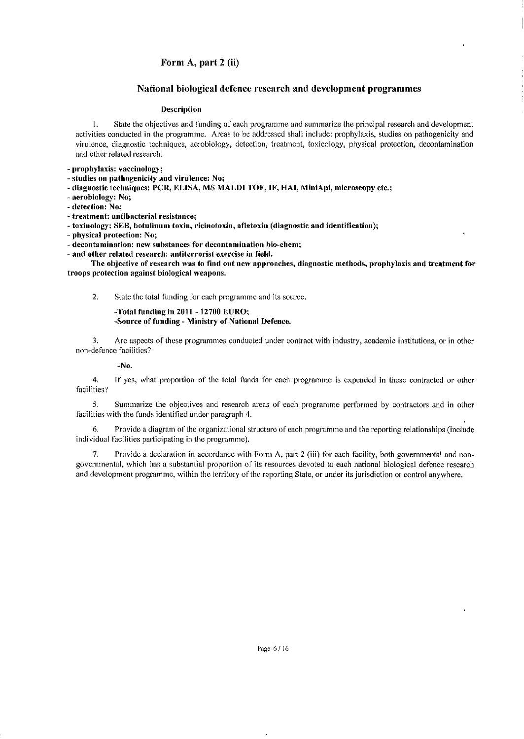## Form A, part 2 (ii)

### National biological defence research and development programmes

#### Description

1. State the objectives and funding of each programme and summarize the principal research and development activities conducted in the programme. Areas to be addressed shall include: prophylaxis, studies on pathogenicity and virulence, diagnostic techniques, aerobiology, detection, treatment, toxicology, physical protection, decontamination and other related research.

- **prophylaxis: vaccinology;**
- **studies on pathogenicity and virulence: No;**
- **diagnostic techniques: PCR, ELISA, MS MALDI TOF, IF, HAI, MiniApi, microscopy etc.;**
- **aerobiology: No;**
- **detection: No;**
- **treatment: antibacterial resistance;**
- **toxinology: SEB, botulinum toxin, ricinotoxin, aflatoxin (diagnostic and identification);**
- **physical protection: No;**
- **decontamination: new substances for decontamination bio-chem;**
- **and other related research: antiterrorist exercise in field.**

**The objective of research was to find out new approaches, diagnostic methods, prophylaxis and treatment for troops protection against biological weapons.**

2. State the total funding for each programme and its source.

   **-Total funding in 2011 - 12700 EURO;**
   **-Source of funding - Ministry of National Defence.**

3. Are aspects of these programmes conducted under contract with industry, academic institutions, or in other non-defence facilities?

   **-No.**

4. If yes, what proportion of the total funds for each programme is expended in these contracted or other facilities?

5. Summarize the objectives and research areas of each programme performed by contractors and in other facilities with the funds identified under paragraph 4.

6. Provide a diagram of the organizational structure of each programme and the reporting relationships (include individual facilities participating in the programme).

7. Provide a declaration in accordance with Form A, part 2 (iii) for each facility, both governmental and non-governmental, which has a substantial proportion of its resources devoted to each national biological defence research and development programme, within the territory of the reporting State, or under its jurisdiction or control anywhere.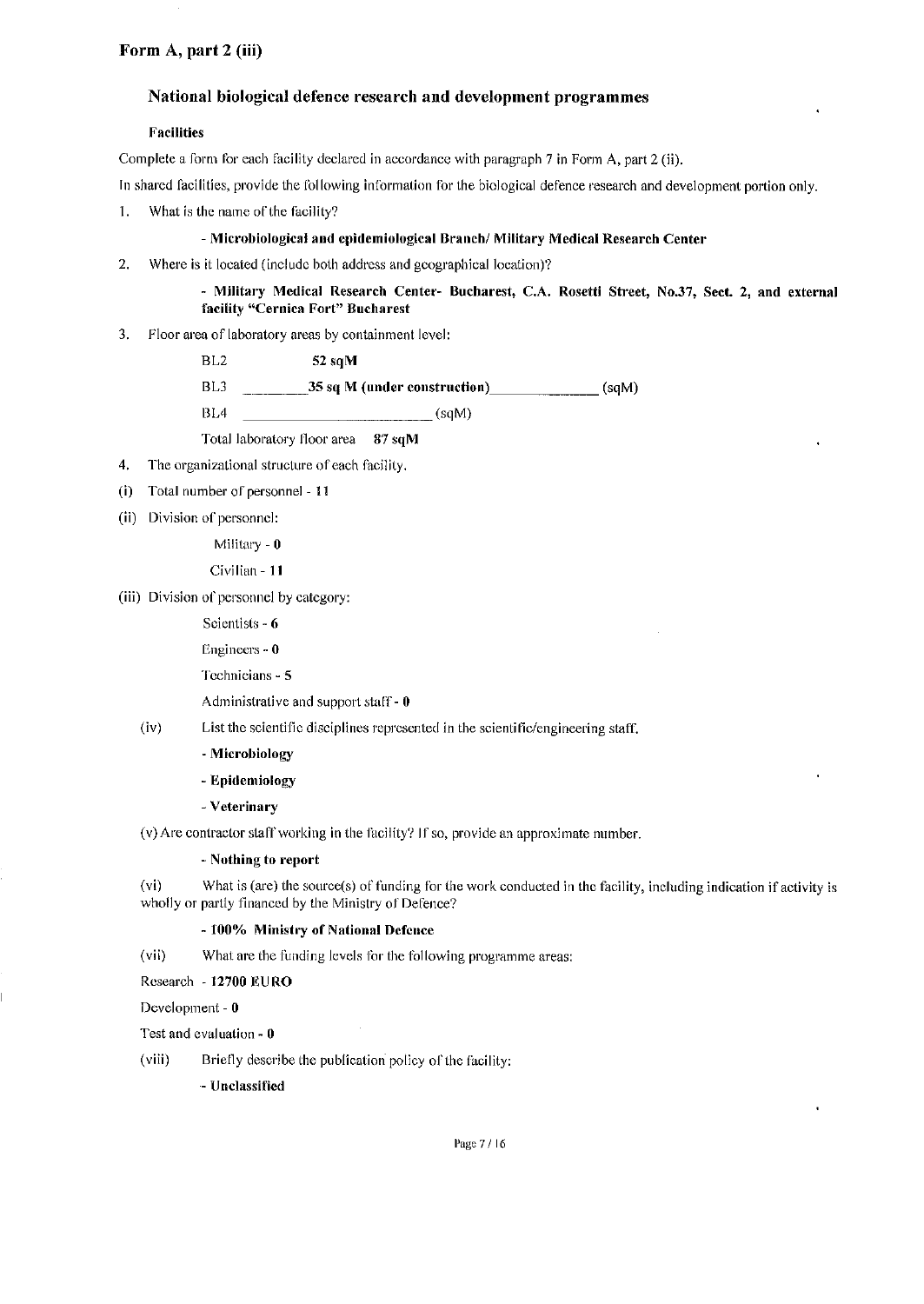## Form A, part 2 (iii)

### National biological defence research and development programmes

**Facilities**

Complete a form for each facility declared in accordance with paragraph 7 in Form A, part 2 (ii).

In shared facilities, provide the following information for the biological defence research and development portion only.

1. What is the name of the facility?

   - **Microbiological and epidemiological Branch/ Military Medical Research Center**

2. Where is it located (include both address and geographical location)?

   - **Military Medical Research Center- Bucharest, C.A. Rosetti Street, No.37, Sect. 2, and external facility "Cernica Fort" Bucharest**

3. Floor area of laboratory areas by containment level:

   BL2 **52 sqM**

   BL3 ________**35 sq M (under construction)**____________ (sqM)

   BL4 ______________________ (sqM)

   Total laboratory floor area **87 sqM**

4. The organizational structure of each facility.

(i) Total number of personnel - **11**

(ii) Division of personnel:

   Military - **0**

   Civilian - **11**

(iii) Division of personnel by category:

   Scientists - **6**

   Engineers - **0**

   Technicians - **5**

   Administrative and support staff - **0**

(iv) List the scientific disciplines represented in the scientific/engineering staff.

   - **Microbiology**

   - **Epidemiology**

   - **Veterinary**

(v) Are contractor staff working in the facility? If so, provide an approximate number.

   - **Nothing to report**

(vi) What is (are) the source(s) of funding for the work conducted in the facility, including indication if activity is wholly or partly financed by the Ministry of Defence?

   - **100% Ministry of National Defence**

(vii) What are the funding levels for the following programme areas:

Research - **12700 EURO**

Development - **0**

Test and evaluation - **0**

(viii) Briefly describe the publication policy of the facility:

   - **Unclassified**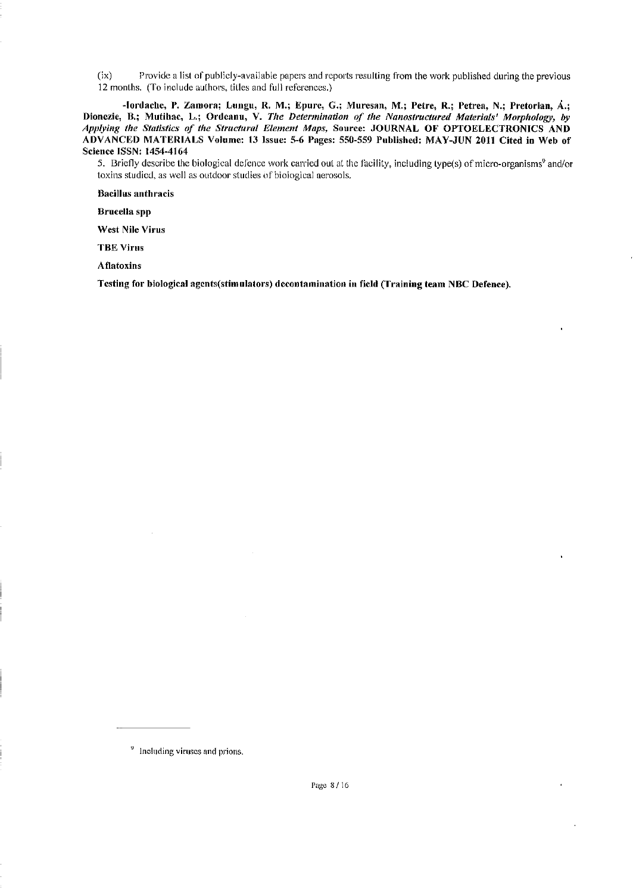(ix) Provide a list of publicly-available papers and reports resulting from the work published during the previous 12 months. (To include authors, titles and full references.)

**-Iordache, P. Zamora; Lungu, R. M.; Epure, G.; Muresan, M.; Petre, R.; Petrea, N.; Pretorian, Á.; Dionezie, B.; Mutihac, L.; Ordeanu, V.** ***The Determination of the Nanostructured Materials' Morphology, by Applying the Statistics of the Structural Element Maps,*** **Source: JOURNAL OF OPTOELECTRONICS AND ADVANCED MATERIALS Volume: 13 Issue: 5-6 Pages: 550-559 Published: MAY-JUN 2011 Cited in Web of Science ISSN: 1454-4164**

5. Briefly describe the biological defence work carried out at the facility, including type(s) of micro-organisms[9] and/or toxins studied, as well as outdoor studies of biological aerosols.

**Bacillus anthracis**

**Brucella spp**

**West Nile Virus**

**TBE Virus**

**Aflatoxins**

**Testing for biological agents(stimulators) decontamination in field (Training team NBC Defence).**

[9] Including viruses and prions.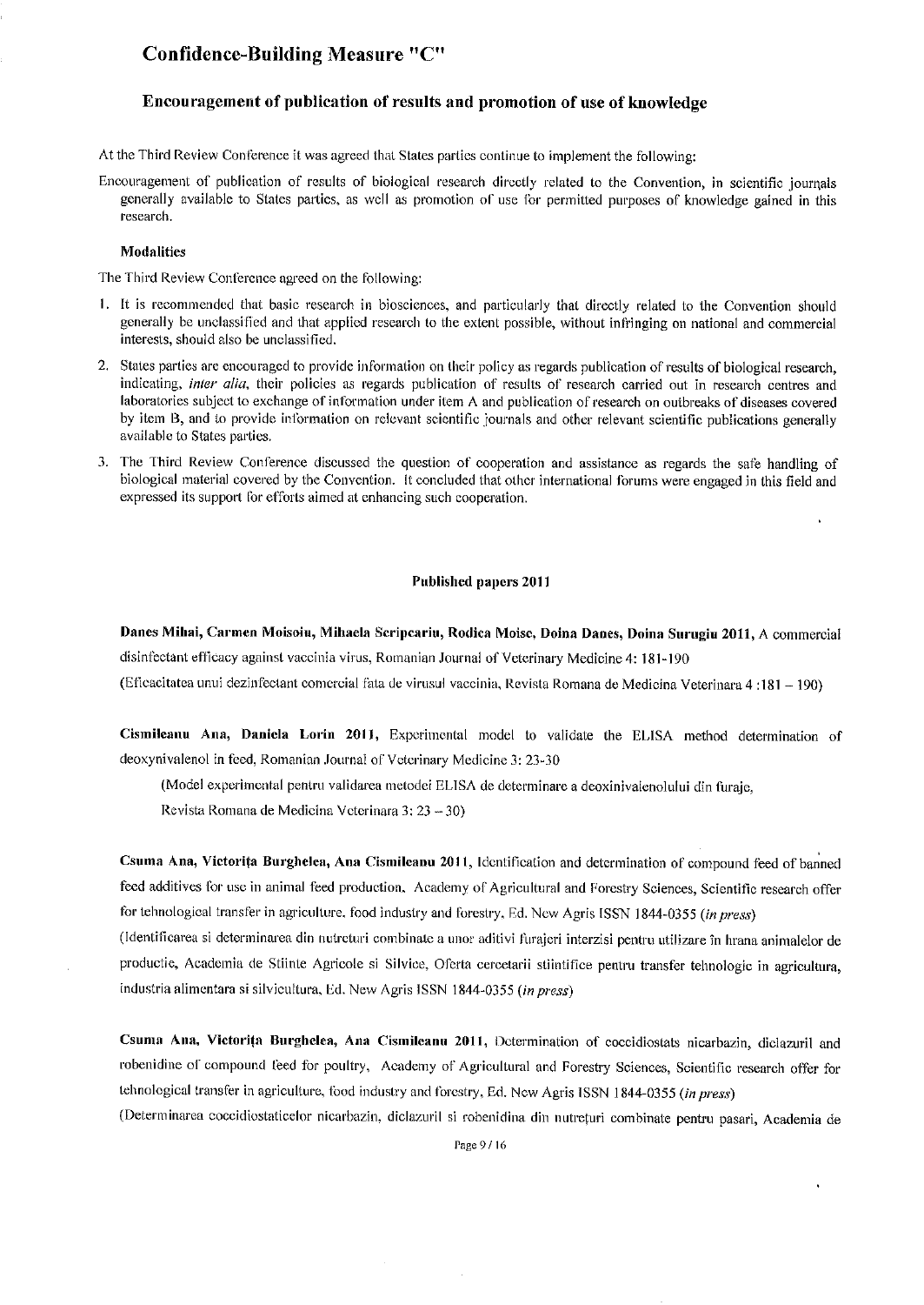# Confidence-Building Measure "C"

## Encouragement of publication of results and promotion of use of knowledge

At the Third Review Conference it was agreed that States parties continue to implement the following:

Encouragement of publication of results of biological research directly related to the Convention, in scientific journals generally available to States parties, as well as promotion of use for permitted purposes of knowledge gained in this research.

### Modalities

The Third Review Conference agreed on the following:

1. It is recommended that basic research in biosciences, and particularly that directly related to the Convention should generally be unclassified and that applied research to the extent possible, without infringing on national and commercial interests, should also be unclassified.
2. States parties are encouraged to provide information on their policy as regards publication of results of biological research, indicating, *inter alia*, their policies as regards publication of results of research carried out in research centres and laboratories subject to exchange of information under item A and publication of research on outbreaks of diseases covered by item B, and to provide information on relevant scientific journals and other relevant scientific publications generally available to States parties.
3. The Third Review Conference discussed the question of cooperation and assistance as regards the safe handling of biological material covered by the Convention. It concluded that other international forums were engaged in this field and expressed its support for efforts aimed at enhancing such cooperation.

**Published papers 2011**

**Danes Mihai, Carmen Moisoiu, Mihaela Scripcariu, Rodica Moise, Doina Danes, Doina Surugiu 2011**, A commercial disinfectant efficacy against vaccinia virus, Romanian Journal of Veterinary Medicine 4: 181-190
(Eficacitatea unui dezinfectant comercial fata de virusul vaccinia, Revista Romana de Medicina Veterinara 4 :181 – 190)

**Cismileanu Ana, Daniela Lorin 2011**, Experimental model to validate the ELISA method determination of deoxynivalenol in feed, Romanian Journal of Veterinary Medicine 3: 23-30
(Model experimental pentru validarea metodei ELISA de determinare a deoxinivalenolului din furaje, Revista Romana de Medicina Veterinara 3: 23 – 30)

**Csuma Ana, Victorița Burghelea, Ana Cismileanu 2011**, Identification and determination of compound feed of banned feed additives for use in animal feed production, Academy of Agricultural and Forestry Sciences, Scientific research offer for tehnological transfer in agriculture, food industry and forestry, Ed. New Agris ISSN 1844-0355 (*in press*)
(Identificarea si determinarea din nutrețuri combinate a unor aditivi furajeri interzisi pentru utilizare în hrana animalelor de productie, Academia de Stiinte Agricole si Silvice, Oferta cercetarii stiintifice pentru transfer tehnologic in agricultura, industria alimentara si silvicultura, Ed. New Agris ISSN 1844-0355 (*in press*)

**Csuma Ana, Victorița Burghelea, Ana Cismileanu 2011**, Determination of coccidiostats nicarbazin, diclazuril and robenidine of compound feed for poultry, Academy of Agricultural and Forestry Sciences, Scientific research offer for tehnological transfer in agriculture, food industry and forestry, Ed. New Agris ISSN 1844-0355 (*in press*)
(Determinarea coccidiostaticelor nicarbazin, diclazuril si robenidina din nutrețuri combinate pentru pasari, Academia de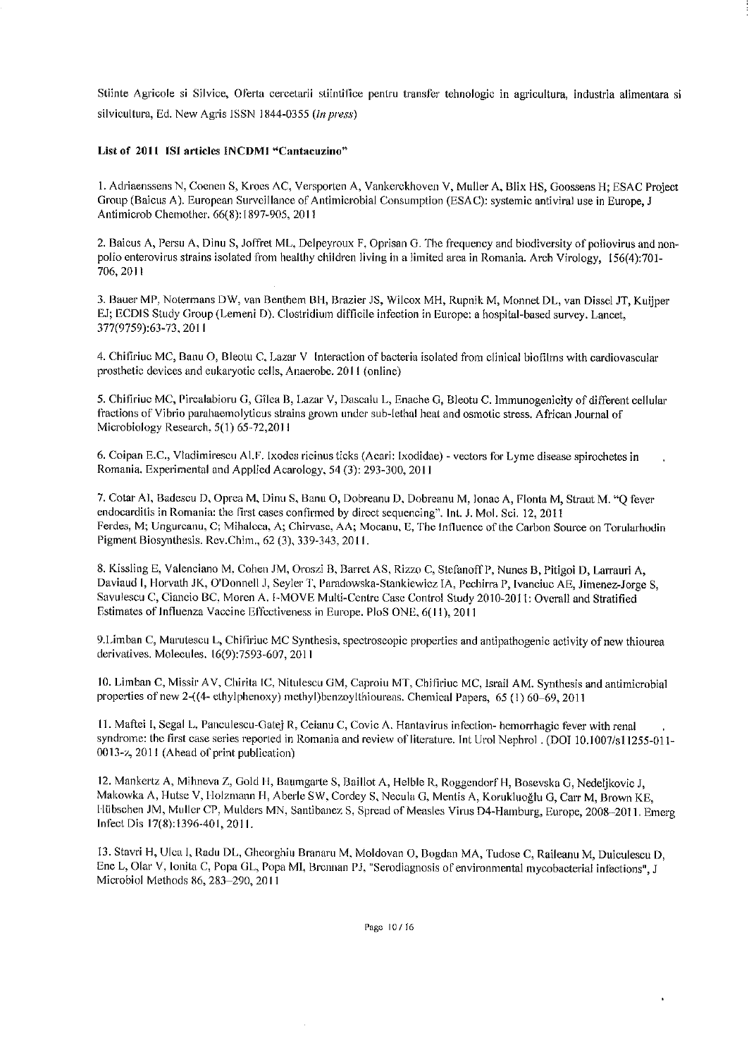Stiinte Agricole si Silvice, Oferta cercetarii stiintifice pentru transfer tehnologic in agricultura, industria alimentara si silvicultura, Ed. New Agris ISSN 1844-0355 (*in press*)

**List of 2011 ISI articles INCDMI "Cantacuzino"**

1. Adriaenssens N, Coenen S, Kroes AC, Versporten A, Vankerckhoven V, Muller A, Blix HS, Goossens H; ESAC Project Group (Baicus A). European Surveillance of Antimicrobial Consumption (ESAC): systemic antiviral use in Europe, J Antimicrob Chemother. 66(8):1897-905, 2011

2. Baicus A, Persu A, Dinu S, Joffret ML, Delpeyroux F, Oprisan G. The frequency and biodiversity of poliovirus and non-polio enterovirus strains isolated from healthy children living in a limited area in Romania. Arch Virology, 156(4):701-706, 2011

3. Bauer MP, Notermans DW, van Benthem BH, Brazier JS, Wilcox MH, Rupnik M, Monnet DL, van Dissel JT, Kuijper EJ; ECDIS Study Group (Lemeni D). Clostridium difficile infection in Europe: a hospital-based survey. Lancet, 377(9759):63-73, 2011

4. Chifiriuc MC, Banu O, Bleotu C, Lazar V Interaction of bacteria isolated from clinical biofilms with cardiovascular prosthetic devices and eukaryotic cells, Anaerobe. 2011 (online)

5. Chifiriuc MC, Pircalabioru G, Gilca B, Lazar V, Dascalu L, Enache G, Bleotu C. Immunogenicity of different cellular fractions of Vibrio parahaemolyticus strains grown under sub-lethal heat and osmotic stress. African Journal of Microbiology Research, 5(1) 65-72,2011

6. Coipan E.C., Vladimirescu Al.F. Ixodes ricinus ticks (Acari: Ixodidae) - vectors for Lyme disease spirochetes in Romania. Experimental and Applied Acarology, 54 (3): 293-300, 2011

7. Cotar AI, Badescu D, Oprea M, Dinu S, Banu O, Dobreanu D, Dobreanu M, Ionac A, Flonta M, Straut M. "Q fever endocarditis in Romania: the first cases confirmed by direct sequencing". Int. J. Mol. Sci. 12, 2011
Ferdes, M; Ungureanu, C; Mihalcea, A; Chirvase, AA; Mocanu, E, The Influence of the Carbon Source on Torularhodin Pigment Biosynthesis. Rev.Chim., 62 (3), 339-343, 2011.

8. Kissling E, Valenciano M, Cohen JM, Oroszi B, Barret AS, Rizzo C, Stefanoff P, Nunes B, Pitigoi D, Larrauri A, Daviaud I, Horvath JK, O'Donnell J, Seyler T, Paradowska-Stankiewicz IA, Pechirra P, Ivanciuc AE, Jimenez-Jorge S, Savulescu C, Ciancio BC, Moren A. I-MOVE Multi-Centre Case Control Study 2010-2011: Overall and Stratified Estimates of Influenza Vaccine Effectiveness in Europe. PloS ONE, 6(11), 2011

9. Limban C, Marutescu L, Chifiriuc MC Synthesis, spectroscopic properties and antipathogenic activity of new thiourea derivatives. Molecules. 16(9):7593-607, 2011

10. Limban C, Missir AV, Chirita IC, Nitulescu GM, Caproiu MT, Chifiriuc MC, Israil AM. Synthesis and antimicrobial properties of new 2-((4- ethylphenoxy) methyl)benzoylthioureas. Chemical Papers, 65 (1) 60-69, 2011

11. Maftei I, Segal L, Panculescu-Gatej R, Ceianu C, Covic A. Hantavirus infection- hemorrhagic fever with renal syndrome: the first case series reported in Romania and review of literature. Int Urol Nephrol . (DOI 10.1007/s11255-011-0013-z, 2011 (Ahead of print publication)

12. Mankertz A, Mihneva Z, Gold H, Baumgarte S, Baillot A, Helble R, Roggendorf H, Bosevska G, Nedeljkovic J, Makowka A, Hutse V, Holzmann H, Aberle SW, Cordey S, Necula G, Mentis A, Korukluoğlu G, Carr M, Brown KE, Hübschen JM, Muller CP, Mulders MN, Santibanez S, Spread of Measles Virus D4-Hamburg, Europe, 2008–2011. Emerg Infect Dis 17(8):1396-401, 2011.

13. Stavri H, Ulea I, Radu DL, Gheorghiu Branaru M, Moldovan O, Bogdan MA, Tudose C, Raileanu M, Duiculescu D, Ene L, Olar V, Ionita C, Popa GL, Popa MI, Brennan PJ, "Serodiagnosis of environmental mycobacterial infections", J Microbiol Methods 86, 283–290, 2011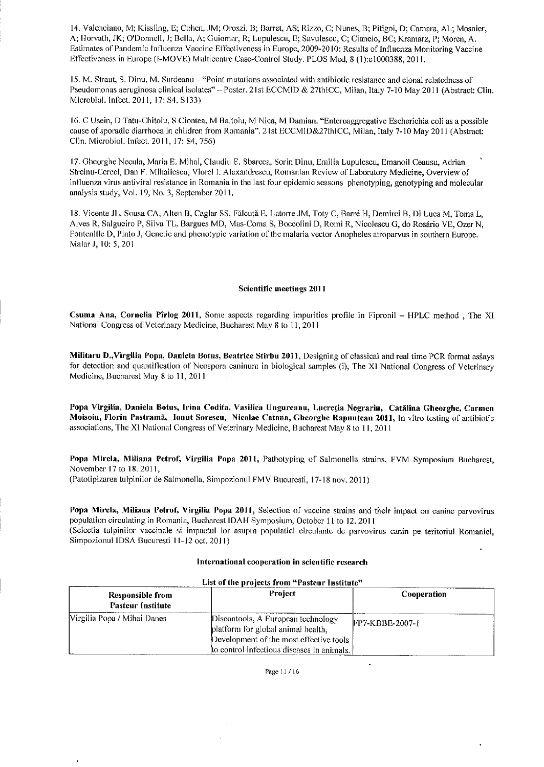14. Valenciano, M; Kissling, E; Cohen, JM; Oroszi, B; Barret, AS; Rizzo, C; Nunes, B; Pitigoi, D; Camara, AL; Mosnier, A; Horvath, JK; O'Donnell, J; Bella, A; Guiomar, R; Lupulescu, E; Savulescu, C; Ciancio, BC; Kramarz, P; Moren, A. Estimates of Pandemic Influenza Vaccine Effectiveness in Europe, 2009-2010: Results of Influenza Monitoring Vaccine Effectiveness in Europe (I-MOVE) Multicentre Case-Control Study. PLOS Med, 8 (1):e1000388, 2011.

15. M. Straut, S. Dinu, M. Surdeanu – "Point mutations associated with antibiotic resistance and clonal relatedness of Pseudomonas aeruginosa clinical isolates" – Poster. 21st ECCMID & 27thICC, Milan, Italy 7-10 May 2011 (Abstract: Clin. Microbiol. Infect. 2011, 17: S4, S133)

16. C Usein, D Tatu-Chitoiu, S Ciontea, M Baltoiu, M Nica, M Damian. "Enteroaggregative Escherichia coli as a possible cause of sporadic diarrhoea in children from Romania". 21st ECCMID&27thICC, Milan, Italy 7-10 May 2011 (Abstract: Clin. Microbiol. Infect. 2011, 17: S4, 756)

17. Gheorghe Necula, Maria E. Mihai, Claudiu E. Sbarcea, Sorin Dinu, Emilia Lupulescu, Emanoil Ceausu, Adrian Streinu-Cercel, Dan F. Mihailescu, Viorel I. Alexandrescu, Romanian Review of Laboratory Medicine, Overview of influenza virus antiviral resistance in Romania in the last four epidemic seasons phenotyping, genotyping and molecular analysis study, Vol. 19, No. 3, September 2011.

18. Vicente JL, Sousa CA, Alten B, Caglar SS, Fălcuţă E, Latorre JM, Toty C, Barré H, Demirci B, Di Luca M, Toma L, Alves R, Salgueiro P, Silva TL, Bargues MD, Mas-Coma S, Boccolini D, Romi R, Nicolescu G, do Rosário VE, Ozer N, Fontenille D, Pinto J, Genetic and phenotypic variation of the malaria vector Anopheles atroparvus in southern Europe. Malar J, 10: 5, 201

### Scientific meetings 2011

**Csuma Ana, Cornelia Pîrlog 2011,** Some aspects regarding impurities profile in Fipronil – HPLC method , The XI National Congress of Veterinary Medicine, Bucharest May 8 to 11, 2011

**Militaru D.,Virgilia Popa, Daniela Botus, Beatrice Stirbu 2011,** Designing of classical and real time PCR format assays for detection and quantification of Neospora caninum in biological samples (i), The XI National Congress of Veterinary Medicine, Bucharest May 8 to 11, 2011

**Popa Virgilia, Daniela Botus, Irina Codita, Vasilica Ungureanu, Lucreţia Negrariu, Cătălina Gheorghe, Carmen Moisoiu, Florin Pastramă, Ionut Sorescu, Nicolae Catana, Gheorghe Rapuntean 2011,** In vitro testing of antibiotic associations, The XI National Congress of Veterinary Medicine, Bucharest May 8 to 11, 2011

**Popa Mirela, Miliana Petrof, Virgilia Popa 2011,** Pathotyping of Salmonella strains, FVM Symposium Bucharest, November 17 to 18. 2011,
(Patotipizarea tulpinilor de Salmonella, Simpozionul FMV Bucuresti, 17-18 nov. 2011)

**Popa Mirela, Miliana Petrof, Virgilia Popa 2011,** Selection of vaccine strains and their impact on canine parvovirus population circulating in Romania, Bucharest IDAH Symposium, October 11 to 12. 2011
(Selectia tulpinilor vaccinale si impactul lor asupra populatiei circulante de parvovirus canin pe teritoriul Romaniei, Simpozionul IDSA Bucuresti 11-12 oct. 2011)

### International cooperation in scientific research

**List of the projects from "Pasteur Institute"**

| Responsible from Pasteur Institute | Project | Cooperation |
|---|---|---|
| Virgilia Popa / Mihai Danes | Discontools, A European technology platform for global animal health, Development of the most effective tools to control infectious diseases in animals. | FP7-KBBE-2007-1 |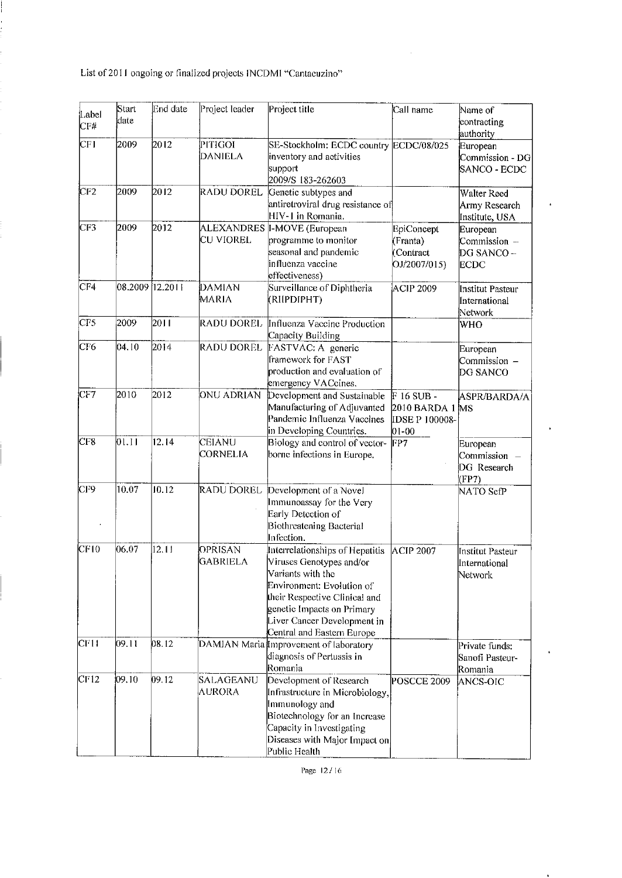List of 2011 ongoing or finalized projects INCDMI "Cantacuzino"

| Label CF# | Start date | End date | Project leader | Project title | Call name | Name of contracting authority |
|---|---|---|---|---|---|---|
| CF1 | 2009 | 2012 | PITIGOI DANIELA | SE-Stockholm: ECDC country inventory and activities support 2009/S 183-262603 | ECDC/08/025 | European Commission - DG SANCO - ECDC |
| CF2 | 2009 | 2012 | RADU DOREL | Genetic subtypes and antiretroviral drug resistance of HIV-1 in Romania. | | Walter Reed Army Research Institute, USA |
| CF3 | 2009 | 2012 | ALEXANDRESCU VIOREL | I-MOVE (European programme to monitor seasonal and pandemic influenza vaccine effectiveness) | EpiConcept (Franta) (Contract OJ/2007/015) | European Commission – DG SANCO – ECDC |
| CF4 | 08.2009 | 12.2011 | DAMIAN MARIA | Surveillance of Diphtheria (RIIPDIPHT) | ACIP 2009 | Institut Pasteur International Network |
| CF5 | 2009 | 2011 | RADU DOREL | Influenza Vaccine Production Capacity Building | | WHO |
| CF6 | 04.10 | 2014 | RADU DOREL | FASTVAC: A generic framework for FAST production and evaluation of emergency VACcines. | | European Commission – DG SANCO |
| CF7 | 2010 | 2012 | ONU ADRIAN | Development and Sustainable Manufacturing of Adjuvanted Pandemic Influenza Vaccines in Developing Countries. | F 16 SUB - 2010 BARDA 1 IDSE P 100008-01-00 | ASPR/BARDA/AMS |
| CF8 | 01.11 | 12.14 | CEIANU CORNELIA | Biology and control of vector-borne infections in Europe. | FP7 | European Commission – DG Research (FP7) |
| CF9 | 10.07 | 10.12 | RADU DOREL | Development of a Novel Immunoassay for the Very Early Detection of Biothreatening Bacterial Infection. | | NATO SefP |
| CF10 | 06.07 | 12.11 | OPRISAN GABRIELA | Interrelationships of Hepatitis Viruses Genotypes and/or Variants with the Environment: Evolution of their Respective Clinical and genetic Impacts on Primary Liver Cancer Development in Central and Eastern Europe | ACIP 2007 | Institut Pasteur International Network |
| CF11 | 09.11 | 08.12 | DAMIAN Maria | Improvement of laboratory diagnosis of Pertussis in Romania | | Private funds: Sanofi Pasteur-Romania |
| CF12 | 09.10 | 09.12 | SALAGEANU AURORA | Development of Research Infrastructure in Microbiology, Immunology and Biotechnology for an Increase Capacity in Investigating Diseases with Major Impact on Public Health | POSCCE 2009 | ANCS-OIC |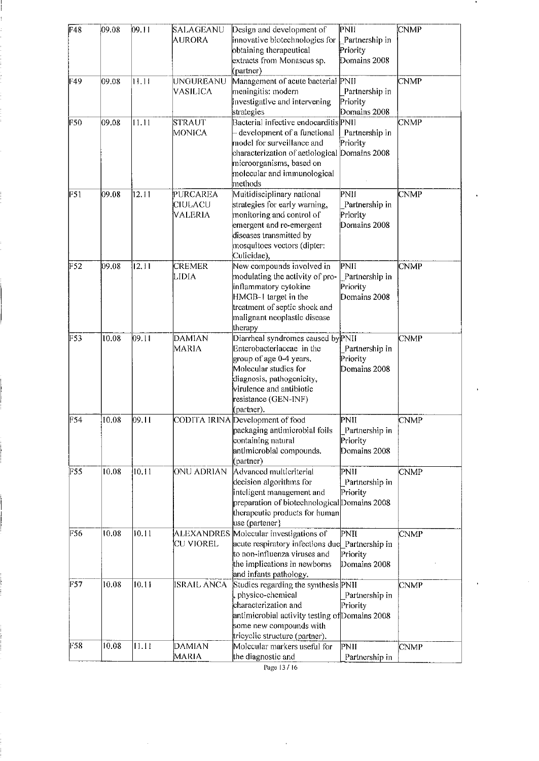| | | | | | | |
|---|---|---|---|---|---|---|
| F48 | 09.08 | 09.11 | SALAGEANU AURORA | Design and development of innovative biotechnologies for obtaining therapeutical extracts from Monascus sp. (partner) | PNII _Partnership in Priority Domains 2008 | CNMP |
| F49 | 09.08 | 11.11 | UNGUREANU VASILICA | Management of acute bacterial meningitis: modern investigative and intervening strategies | PNII _Partnership in Priority Domains 2008 | CNMP |
| F50 | 09.08 | 11.11 | STRAUT MONICA | Bacterial infective endocarditis - development of a functional model for surveillance and characterization of aetiological microorganisms, based on molecular and immunological methods | PNII _Partnership in Priority Domains 2008 | CNMP |
| F51 | 09.08 | 12.11 | PURCAREA CIULACU VALERIA | Multidisciplinary national strategies for early warning, monitoring and control of emergent and re-emergent diseases transmitted by mosquitoes vectors (dipter: Culicidae), | PNII _Partnership in Priority Domains 2008 | CNMP |
| F52 | 09.08 | 12.11 | CREMER LIDIA | New compounds involved in modulating the activity of pro-inflammatory cytokine HMGB-1 target in the treatment of septic shock and malignant neoplastic disease therapy | PNII _Partnership in Priority Domains 2008 | CNMP |
| F53 | 10.08 | 09.11 | DAMIAN MARIA | Diarrheal syndromes caused by Enterobacteriaceae in the group of age 0-4 years. Molecular studies for diagnosis, pathogenicity, virulence and antibiotic resistance (GEN-INF) (partner). | PNII _Partnership in Priority Domains 2008 | CNMP |
| F54 | 10.08 | 09.11 | CODITA IRINA | Development of food packaging antimicrobial foils containing natural antimicrobial compounds. (partner) | PNII _Partnership in Priority Domains 2008 | CNMP |
| F55 | 10.08 | 10.11 | ONU ADRIAN | Advanced multicriterial decision algorithms for inteligent management and preparation of biotechnological therapeutic products for human use (partener) | PNII _Partnership in Priority Domains 2008 | CNMP |
| F56 | 10.08 | 10.11 | ALEXANDRESCU VIOREL | Molecular investigations of acute respiratory infections due to non-influenza viruses and the implications in newborns and infants pathology. | PNII _Partnership in Priority Domains 2008 | CNMP |
| F57 | 10.08 | 10.11 | ISRAIL ANCA | Studies regarding the synthesis , physico-chemical characterization and antimicrobial activity testing of some new compounds with tricyclic structure (partner). | PNII _Partnership in Priority Domains 2008 | CNMP |
| F58 | 10.08 | 11.11 | DAMIAN MARIA | Molecular markers useful for the diagnostic and | PNII _Partnership in | CNMP |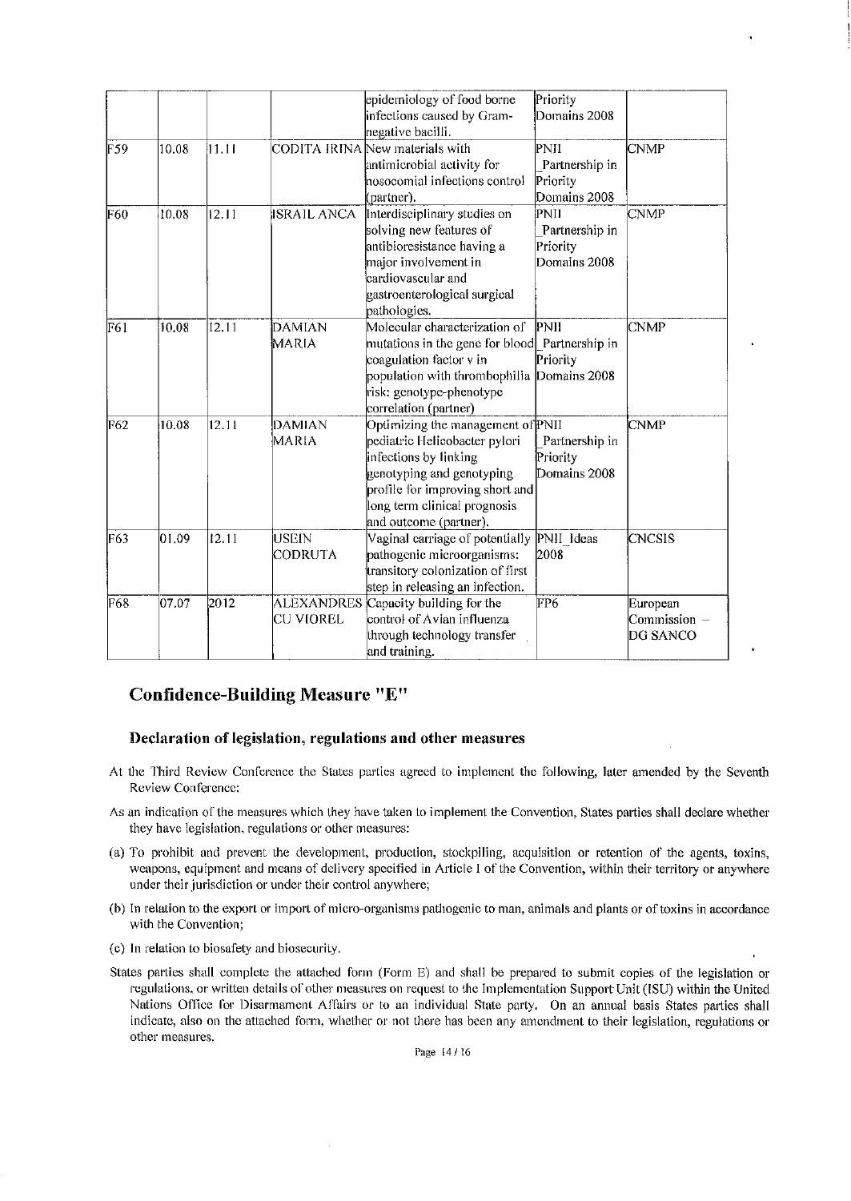| | | | | | | |
|---|---|---|---|---|---|---|
| | | | | epidemiology of food borne infections caused by Gram-negative bacilli. | Priority Domains 2008 | |
| F59 | 10.08 | 11.11 | CODITA IRINA | New materials with antimicrobial activity for nosocomial infections control (partner). | PNII _Partnership in Priority Domains 2008 | CNMP |
| F60 | 10.08 | 12.11 | ISRAIL ANCA | Interdisciplinary studies on solving new features of antibioresistance having a major involvement in cardiovascular and gastroenterological surgical pathologies. | PNII _Partnership in Priority Domains 2008 | CNMP |
| F61 | 10.08 | 12.11 | DAMIAN MARIA | Molecular characterization of mutations in the gene for blood coagulation factor v in population with thrombophilia risk: genotype-phenotype correlation (partner) | PNII _Partnership in Priority Domains 2008 | CNMP |
| F62 | 10.08 | 12.11 | DAMIAN MARIA | Optimizing the management of pediatric Helicobacter pylori infections by linking genotyping and genotyping profile for improving short and long term clinical prognosis and outcome (partner). | PNII _Partnership in Priority Domains 2008 | CNMP |
| F63 | 01.09 | 12.11 | USEIN CODRUTA | Vaginal carriage of potentially pathogenic microorganisms: transitory colonization of first step in releasing an infection. | PNII_Ideas 2008 | CNCSIS |
| F68 | 07.07 | 2012 | ALEXANDRESCU VIOREL | Capacity building for the control of Avian influenza through technology transfer and training. | FP6 | European Commission – DG SANCO |

## Confidence-Building Measure "E"

### Declaration of legislation, regulations and other measures

At the Third Review Conference the States parties agreed to implement the following, later amended by the Seventh Review Conference:

As an indication of the measures which they have taken to implement the Convention, States parties shall declare whether they have legislation, regulations or other measures:

(a) To prohibit and prevent the development, production, stockpiling, acquisition or retention of the agents, toxins, weapons, equipment and means of delivery specified in Article I of the Convention, within their territory or anywhere under their jurisdiction or under their control anywhere;

(b) In relation to the export or import of micro-organisms pathogenic to man, animals and plants or of toxins in accordance with the Convention;

(c) In relation to biosafety and biosecurity.

States parties shall complete the attached form (Form E) and shall be prepared to submit copies of the legislation or regulations, or written details of other measures on request to the Implementation Support Unit (ISU) within the United Nations Office for Disarmament Affairs or to an individual State party. On an annual basis States parties shall indicate, also on the attached form, whether or not there has been any amendment to their legislation, regulations or other measures.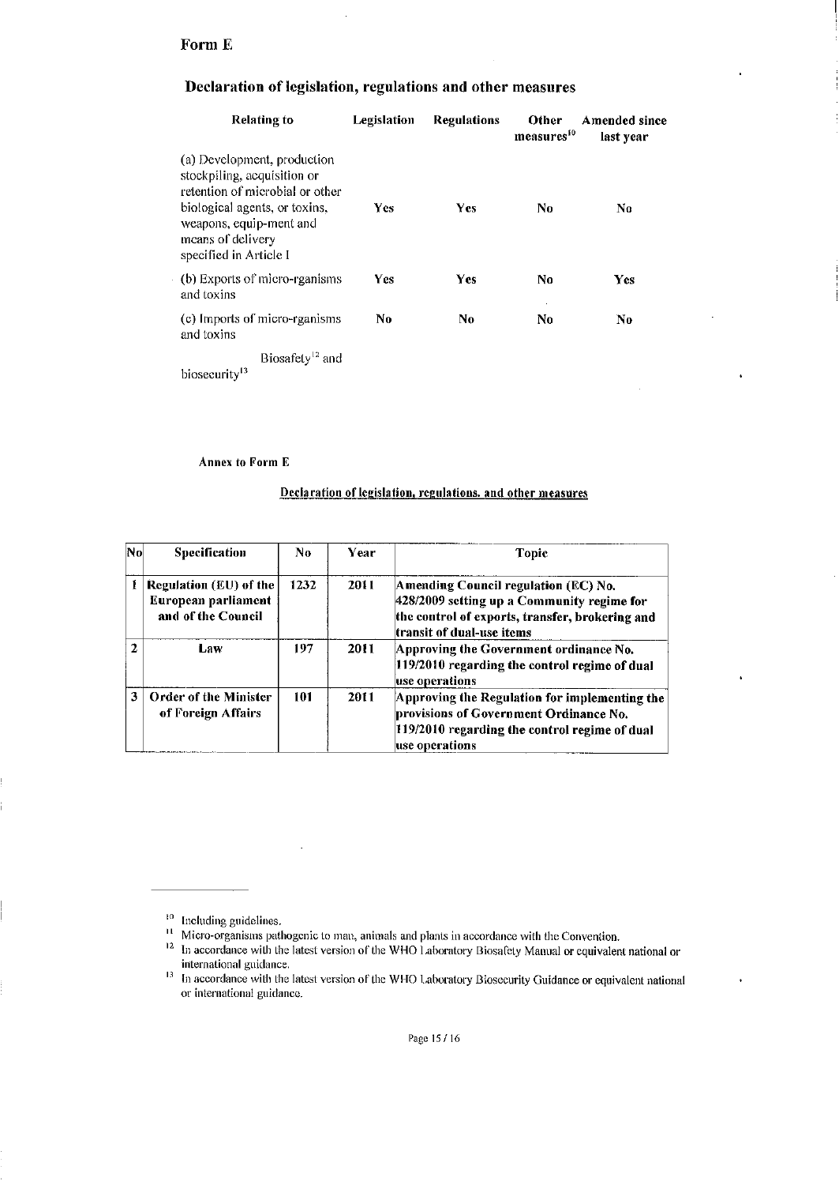## Form E

### Declaration of legislation, regulations and other measures

| Relating to | Legislation | Regulations | Other measures[10] | Amended since last year |
|---|---|---|---|---|
| (a) Development, production stockpiling, acquisition or retention of microbial or other biological agents, or toxins, weapons, equip-ment and means of delivery specified in Article I | Yes | Yes | No | No |
| (b) Exports of micro-rganisms and toxins | Yes | Yes | No | Yes |
| (c) Imports of micro-rganisms and toxins | No | No | No | No |
| Biosafety[12] and biosecurity[13] | | | | |

**Annex to Form E**

**Declaration of legislation, regulations. and other measures**

| No | Specification | No | Year | Topic |
|---|---|---|---|---|
| 1 | **Regulation (EU) of the European parliament and of the Council** | **1232** | **2011** | **Amending Council regulation (EC) No. 428/2009 setting up a Community regime for the control of exports, transfer, brokering and transit of dual-use items** |
| 2 | **Law** | **197** | **2011** | **Approving the Government ordinance No. 119/2010 regarding the control regime of dual use operations** |
| 3 | **Order of the Minister of Foreign Affairs** | **101** | **2011** | **Approving the Regulation for implementing the provisions of Government Ordinance No. 119/2010 regarding the control regime of dual use operations** |

---

[10] Including guidelines.

[11] Micro-organisms pathogenic to man, animals and plants in accordance with the Convention.

[12] In accordance with the latest version of the WHO Laboratory Biosafety Manual or equivalent national or international guidance.

[13] In accordance with the latest version of the WHO Laboratory Biosecurity Guidance or equivalent national or international guidance.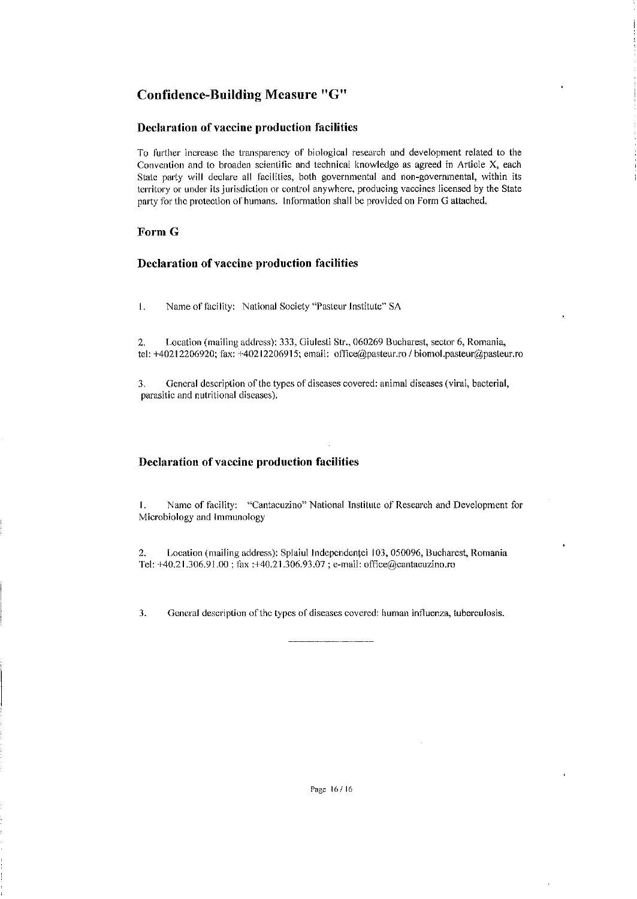## Confidence-Building Measure "G"

### Declaration of vaccine production facilities

To further increase the transparency of biological research and development related to the Convention and to broaden scientific and technical knowledge as agreed in Article X, each State party will declare all facilities, both governmental and non-governmental, within its territory or under its jurisdiction or control anywhere, producing vaccines licensed by the State party for the protection of humans. Information shall be provided on Form G attached.

### Form G

### Declaration of vaccine production facilities

1. Name of facility: National Society "Pasteur Institute" SA

2. Location (mailing address): 333, Giulesti Str., 060269 Bucharest, sector 6, Romania, tel: +40212206920; fax: +40212206915; email: office@pasteur.ro / biomol.pasteur@pasteur.ro

3. General description of the types of diseases covered: animal diseases (viral, bacterial, parasitic and nutritional diseases).

### Declaration of vaccine production facilities

1. Name of facility: "Cantacuzino" National Institute of Research and Development for Microbiology and Immunology

2. Location (mailing address): Splaiul Independenței 103, 050096, Bucharest, Romania Tel: +40.21.306.91.00 ; fax :+40.21.306.93.07 ; e-mail: office@cantacuzino.ro

3. General description of the types of diseases covered: human influenza, tuberculosis.